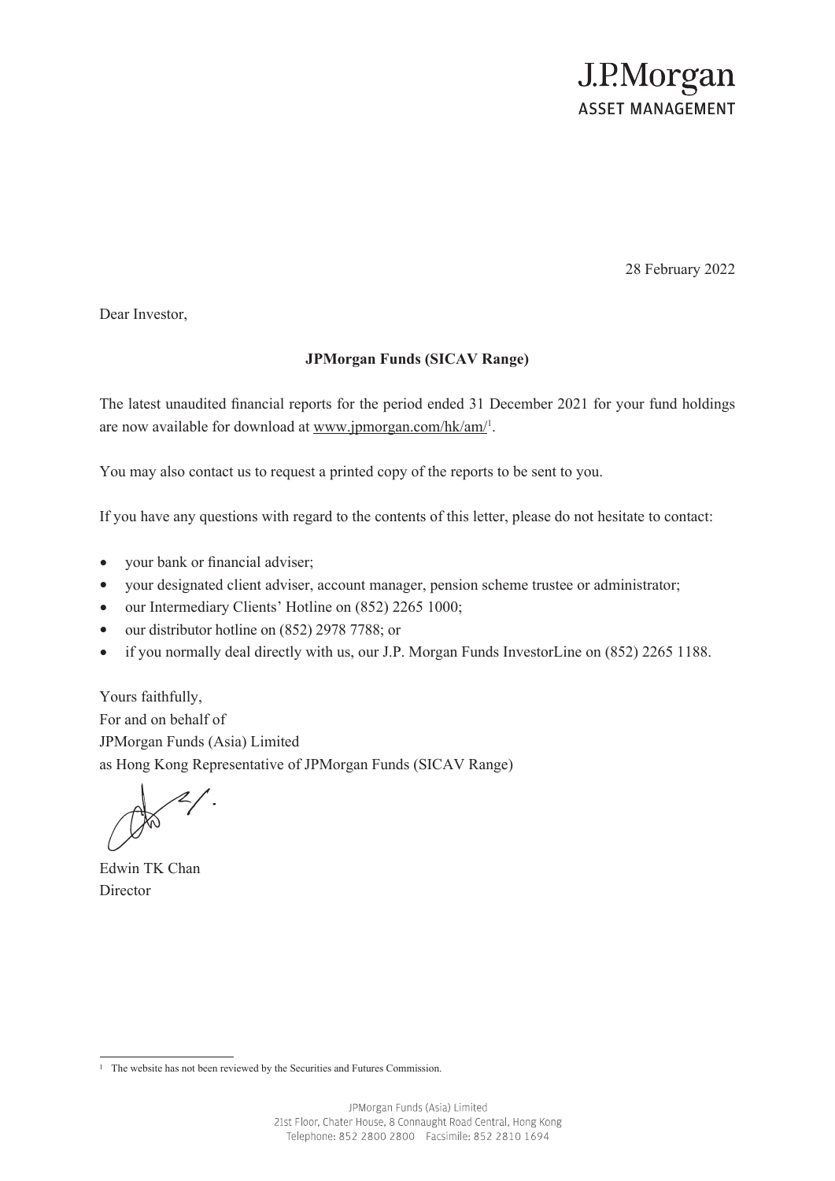J.P.Morgan
ASSET MANAGEMENT

28 February 2022

Dear Investor,

**JPMorgan Funds (SICAV Range)**

The latest unaudited financial reports for the period ended 31 December 2021 for your fund holdings are now available for download at www.jpmorgan.com/hk/am/[1].

You may also contact us to request a printed copy of the reports to be sent to you.

If you have any questions with regard to the contents of this letter, please do not hesitate to contact:

- your bank or financial adviser;
- your designated client adviser, account manager, pension scheme trustee or administrator;
- our Intermediary Clients' Hotline on (852) 2265 1000;
- our distributor hotline on (852) 2978 7788; or
- if you normally deal directly with us, our J.P. Morgan Funds InvestorLine on (852) 2265 1188.

Yours faithfully,
For and on behalf of
JPMorgan Funds (Asia) Limited
as Hong Kong Representative of JPMorgan Funds (SICAV Range)

Edwin TK Chan
Director

[1] The website has not been reviewed by the Securities and Futures Commission.

JPMorgan Funds (Asia) Limited
21st Floor, Chater House, 8 Connaught Road Central, Hong Kong
Telephone: 852 2800 2800 Facsimile: 852 2810 1694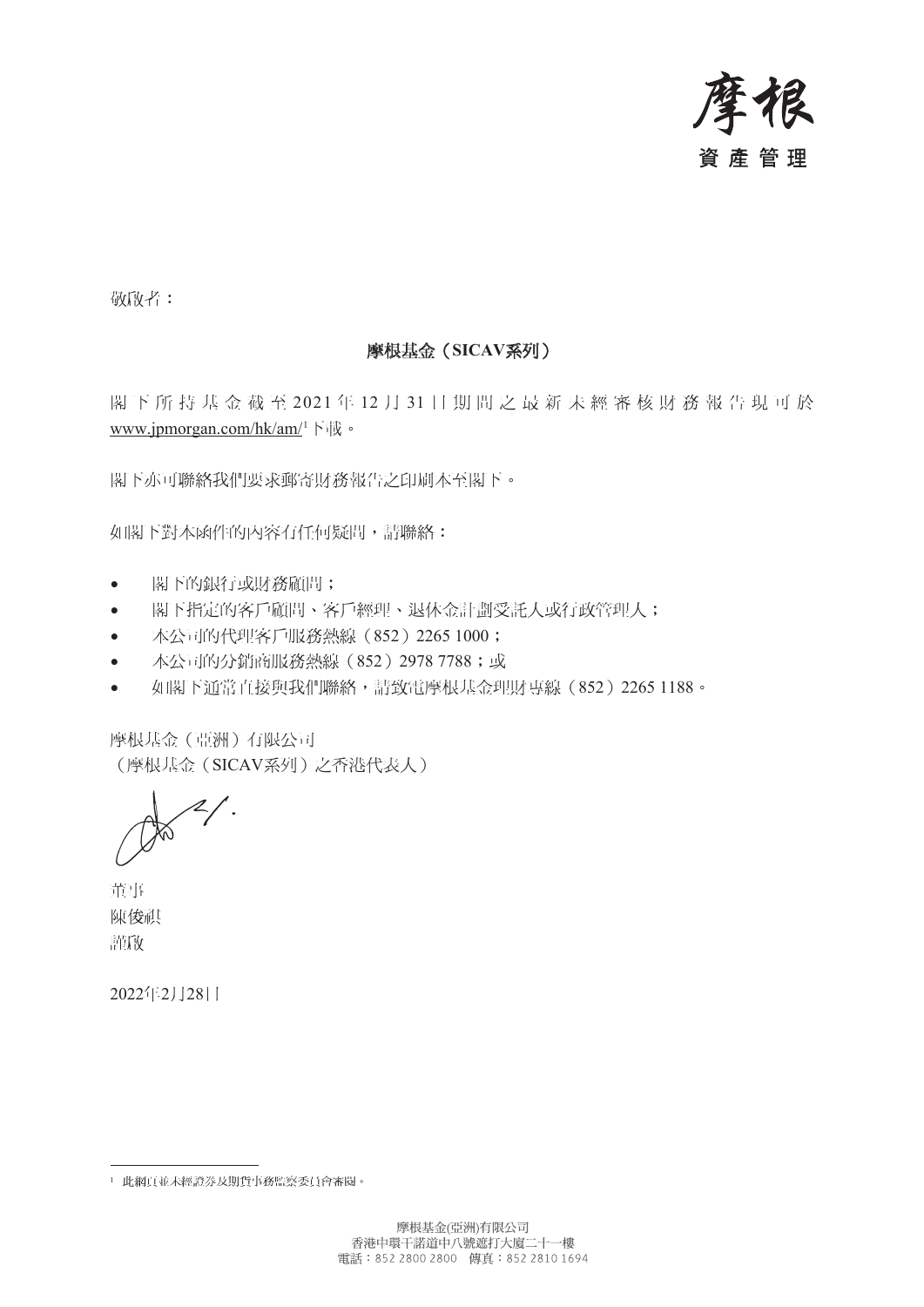摩根
資產管理

敬啟者：

**摩根基金（SICAV系列）**

閣下所持基金截至2021年12月31日期間之最新未經審核財務報告現可於 www.jpmorgan.com/hk/am/[1]下載。

閣下亦可聯絡我們要求郵寄財務報告之印刷本至閣下。

如閣下對本函件的內容有任何疑問，請聯絡：

- 閣下的銀行或財務顧問；
- 閣下指定的客戶顧問、客戶經理、退休金計劃受託人或行政管理人；
- 本公司的代理客戶服務熱線（852）2265 1000；
- 本公司的分銷商服務熱線（852）2978 7788；或
- 如閣下通常直接與我們聯絡，請致電摩根基金理財專線（852）2265 1188。

摩根基金（亞洲）有限公司
（摩根基金（SICAV系列）之香港代表人）

董事
陳俊祺
謹啟

2022年2月28日

[1] 此網頁並未經證券及期貨事務監察委員會審閱。

摩根基金(亞洲)有限公司
香港中環干諾道中八號遮打大廈二十一樓
電話：852 2800 2800　傳真：852 2810 1694